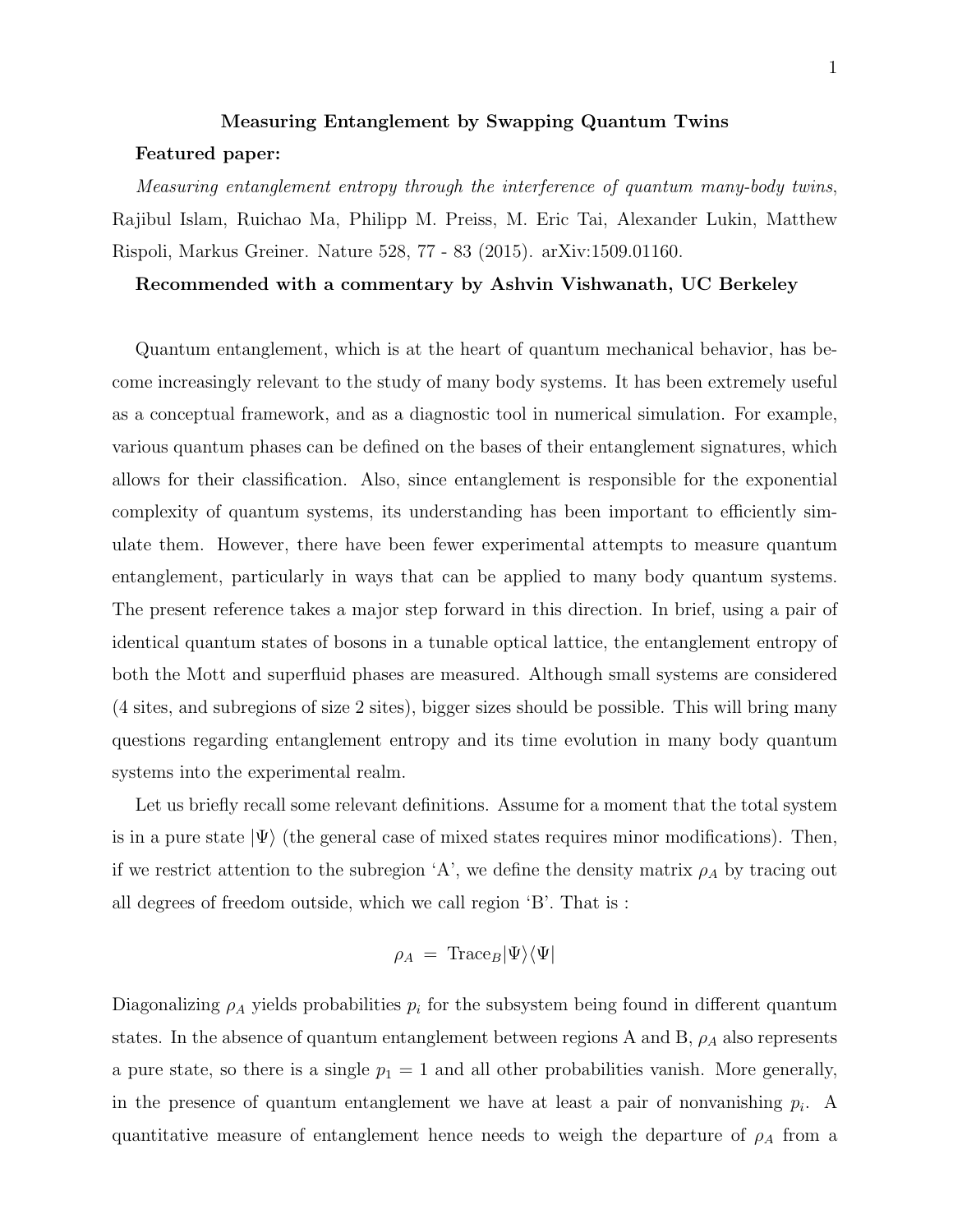# Measuring Entanglement by Swapping Quantum Twins

**Featured paper:**

*Measuring entanglement entropy through the interference of quantum many-body twins*, Rajibul Islam, Ruichao Ma, Philipp M. Preiss, M. Eric Tai, Alexander Lukin, Matthew Rispoli, Markus Greiner. Nature 528, 77 - 83 (2015). arXiv:1509.01160.

**Recommended with a commentary by Ashvin Vishwanath, UC Berkeley**

Quantum entanglement, which is at the heart of quantum mechanical behavior, has become increasingly relevant to the study of many body systems. It has been extremely useful as a conceptual framework, and as a diagnostic tool in numerical simulation. For example, various quantum phases can be defined on the bases of their entanglement signatures, which allows for their classification. Also, since entanglement is responsible for the exponential complexity of quantum systems, its understanding has been important to efficiently simulate them. However, there have been fewer experimental attempts to measure quantum entanglement, particularly in ways that can be applied to many body quantum systems. The present reference takes a major step forward in this direction. In brief, using a pair of identical quantum states of bosons in a tunable optical lattice, the entanglement entropy of both the Mott and superfluid phases are measured. Although small systems are considered (4 sites, and subregions of size 2 sites), bigger sizes should be possible. This will bring many questions regarding entanglement entropy and its time evolution in many body quantum systems into the experimental realm.

Let us briefly recall some relevant definitions. Assume for a moment that the total system is in a pure state $|\Psi\rangle$ (the general case of mixed states requires minor modifications). Then, if we restrict attention to the subregion 'A', we define the density matrix $\rho_A$ by tracing out all degrees of freedom outside, which we call region 'B'. That is :

$$\rho_A \; = \; \text{Trace}_B |\Psi\rangle\langle\Psi|$$

Diagonalizing $\rho_A$ yields probabilities $p_i$ for the subsystem being found in different quantum states. In the absence of quantum entanglement between regions A and B, $\rho_A$ also represents a pure state, so there is a single $p_1 = 1$ and all other probabilities vanish. More generally, in the presence of quantum entanglement we have at least a pair of nonvanishing $p_i$. A quantitative measure of entanglement hence needs to weigh the departure of $\rho_A$ from a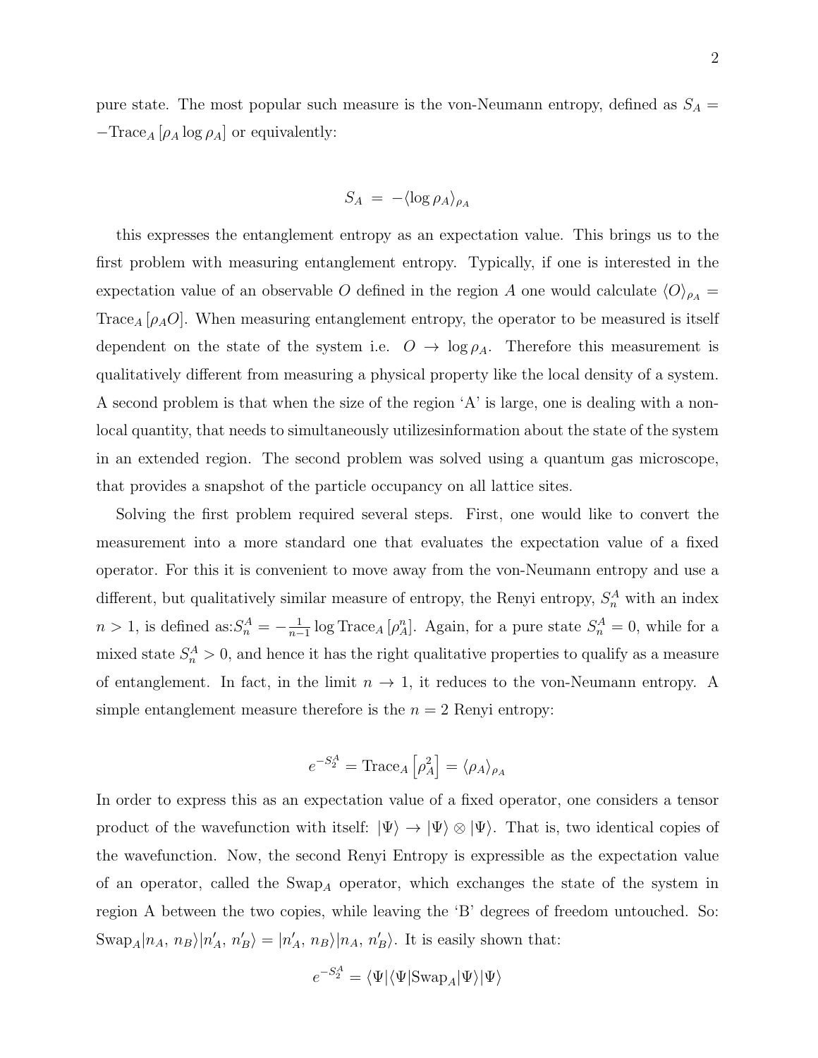pure state. The most popular such measure is the von-Neumann entropy, defined as $S_A = -\text{Trace}_A\left[\rho_A \log \rho_A\right]$ or equivalently:

$$S_A \;=\; -\langle \log \rho_A \rangle_{\rho_A}$$

this expresses the entanglement entropy as an expectation value. This brings us to the first problem with measuring entanglement entropy. Typically, if one is interested in the expectation value of an observable $O$ defined in the region $A$ one would calculate $\langle O \rangle_{\rho_A} = \text{Trace}_A\left[\rho_A O\right]$. When measuring entanglement entropy, the operator to be measured is itself dependent on the state of the system i.e. $O \to \log \rho_A$. Therefore this measurement is qualitatively different from measuring a physical property like the local density of a system. A second problem is that when the size of the region 'A' is large, one is dealing with a non-local quantity, that needs to simultaneously utilizesinformation about the state of the system in an extended region. The second problem was solved using a quantum gas microscope, that provides a snapshot of the particle occupancy on all lattice sites.

Solving the first problem required several steps. First, one would like to convert the measurement into a more standard one that evaluates the expectation value of a fixed operator. For this it is convenient to move away from the von-Neumann entropy and use a different, but qualitatively similar measure of entropy, the Renyi entropy, $S_n^A$ with an index $n > 1$, is defined as:$S_n^A = -\frac{1}{n-1} \log \text{Trace}_A\left[\rho_A^n\right]$. Again, for a pure state $S_n^A = 0$, while for a mixed state $S_n^A > 0$, and hence it has the right qualitative properties to qualify as a measure of entanglement. In fact, in the limit $n \to 1$, it reduces to the von-Neumann entropy. A simple entanglement measure therefore is the $n = 2$ Renyi entropy:

$$e^{-S_2^A} = \text{Trace}_A\left[\rho_A^2\right] = \langle \rho_A \rangle_{\rho_A}$$

In order to express this as an expectation value of a fixed operator, one considers a tensor product of the wavefunction with itself: $|\Psi\rangle \to |\Psi\rangle \otimes |\Psi\rangle$. That is, two identical copies of the wavefunction. Now, the second Renyi Entropy is expressible as the expectation value of an operator, called the $\text{Swap}_A$ operator, which exchanges the state of the system in region A between the two copies, while leaving the 'B' degrees of freedom untouched. So: $\text{Swap}_A|n_A,\, n_B\rangle|n'_A,\, n'_B\rangle = |n'_A,\, n_B\rangle|n_A,\, n'_B\rangle$. It is easily shown that:

$$e^{-S_2^A} = \langle\Psi|\langle\Psi|\text{Swap}_A|\Psi\rangle|\Psi\rangle$$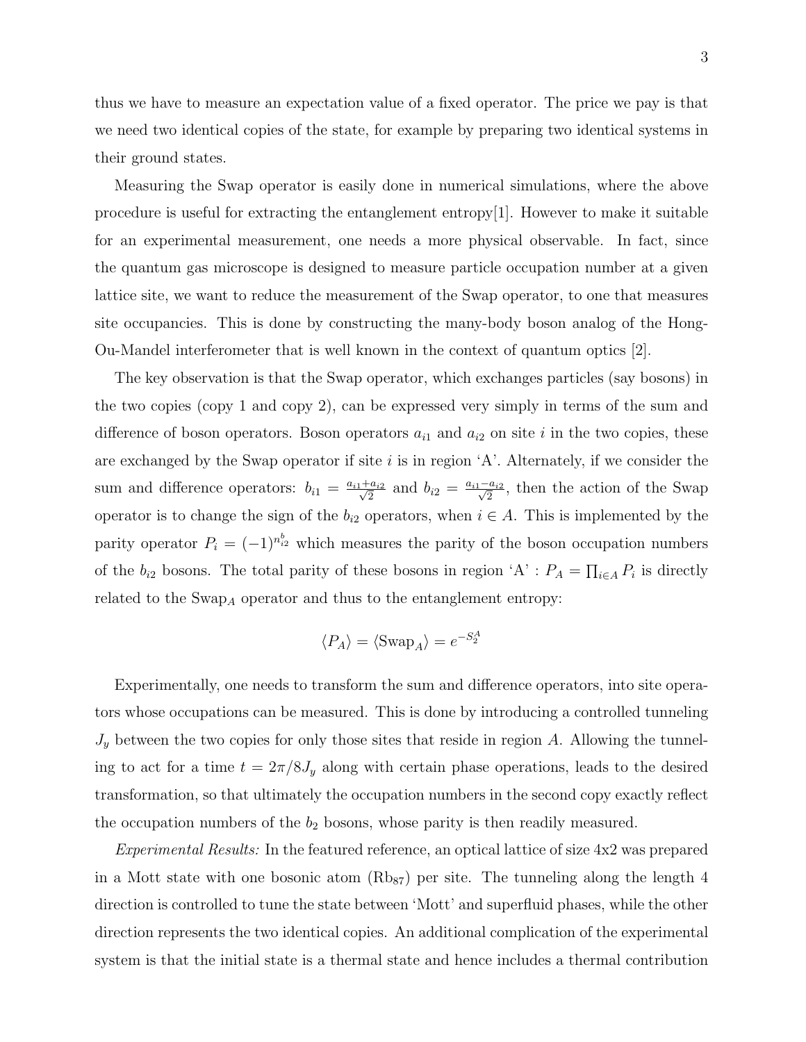thus we have to measure an expectation value of a fixed operator. The price we pay is that we need two identical copies of the state, for example by preparing two identical systems in their ground states.

Measuring the Swap operator is easily done in numerical simulations, where the above procedure is useful for extracting the entanglement entropy[1]. However to make it suitable for an experimental measurement, one needs a more physical observable. In fact, since the quantum gas microscope is designed to measure particle occupation number at a given lattice site, we want to reduce the measurement of the Swap operator, to one that measures site occupancies. This is done by constructing the many-body boson analog of the Hong-Ou-Mandel interferometer that is well known in the context of quantum optics [2].

The key observation is that the Swap operator, which exchanges particles (say bosons) in the two copies (copy 1 and copy 2), can be expressed very simply in terms of the sum and difference of boson operators. Boson operators $a_{i1}$ and $a_{i2}$ on site $i$ in the two copies, these are exchanged by the Swap operator if site $i$ is in region 'A'. Alternately, if we consider the sum and difference operators: $b_{i1} = \frac{a_{i1}+a_{i2}}{\sqrt{2}}$ and $b_{i2} = \frac{a_{i1}-a_{i2}}{\sqrt{2}}$, then the action of the Swap operator is to change the sign of the $b_{i2}$ operators, when $i \in A$. This is implemented by the parity operator $P_i = (-1)^{n^b_{i2}}$ which measures the parity of the boson occupation numbers of the $b_{i2}$ bosons. The total parity of these bosons in region 'A' : $P_A = \prod_{i\in A} P_i$ is directly related to the $\text{Swap}_A$ operator and thus to the entanglement entropy:

$$\langle P_A \rangle = \langle \text{Swap}_A \rangle = e^{-S_2^A}$$

Experimentally, one needs to transform the sum and difference operators, into site operators whose occupations can be measured. This is done by introducing a controlled tunneling $J_y$ between the two copies for only those sites that reside in region $A$. Allowing the tunneling to act for a time $t = 2\pi/8J_y$ along with certain phase operations, leads to the desired transformation, so that ultimately the occupation numbers in the second copy exactly reflect the occupation numbers of the $b_2$ bosons, whose parity is then readily measured.

*Experimental Results:* In the featured reference, an optical lattice of size 4x2 was prepared in a Mott state with one bosonic atom ($\text{Rb}_{87}$) per site. The tunneling along the length 4 direction is controlled to tune the state between 'Mott' and superfluid phases, while the other direction represents the two identical copies. An additional complication of the experimental system is that the initial state is a thermal state and hence includes a thermal contribution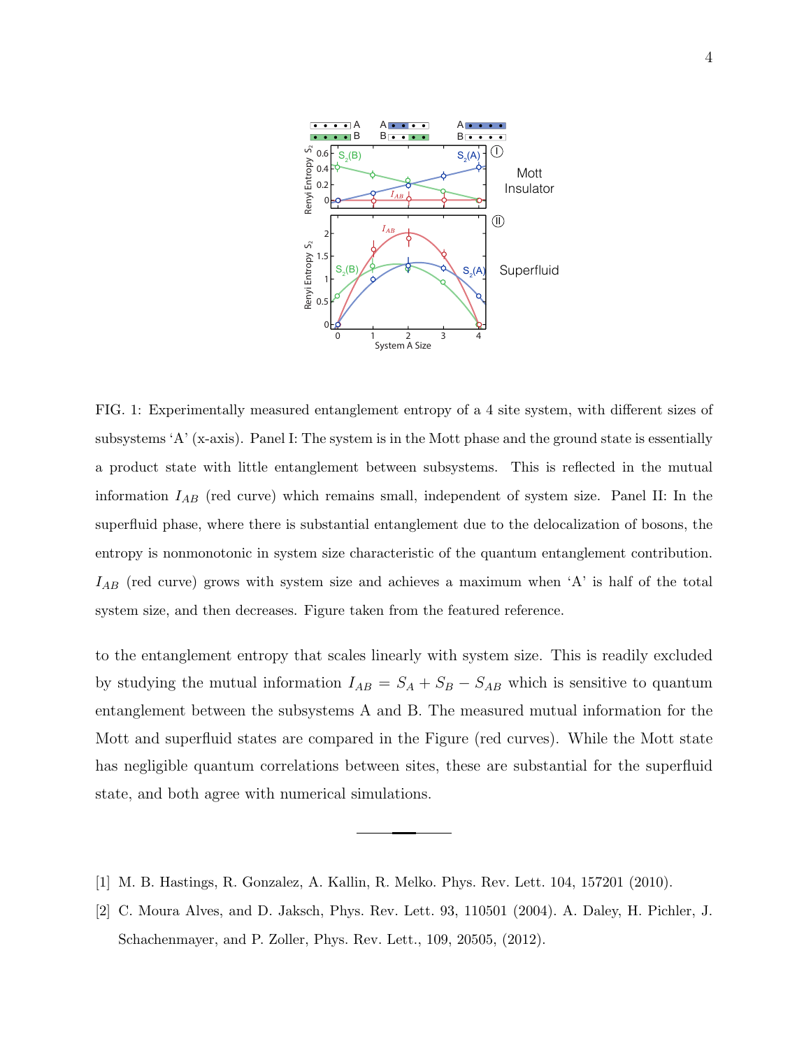A
B
A
B
A
B

Renyi Entropy $S_2$
0.6
0.4
0.2
0
$S_2$(B)
$S_2$(A)
$I_{AB}$
Ⓘ
Mott Insulator

Renyi Entropy $S_2$
2
1.5
1
0.5
0
$I_{AB}$
$S_2$(B)
$S_2$(A)
Ⓘⓘ
Superfluid
0
1
2
3
4
System A Size

FIG. 1: Experimentally measured entanglement entropy of a 4 site system, with different sizes of subsystems 'A' (x-axis). Panel I: The system is in the Mott phase and the ground state is essentially a product state with little entanglement between subsystems. This is reflected in the mutual information $I_{AB}$ (red curve) which remains small, independent of system size. Panel II: In the superfluid phase, where there is substantial entanglement due to the delocalization of bosons, the entropy is nonmonotonic in system size characteristic of the quantum entanglement contribution. $I_{AB}$ (red curve) grows with system size and achieves a maximum when 'A' is half of the total system size, and then decreases. Figure taken from the featured reference.

to the entanglement entropy that scales linearly with system size. This is readily excluded by studying the mutual information $I_{AB} = S_A + S_B - S_{AB}$ which is sensitive to quantum entanglement between the subsystems A and B. The measured mutual information for the Mott and superfluid states are compared in the Figure (red curves). While the Mott state has negligible quantum correlations between sites, these are substantial for the superfluid state, and both agree with numerical simulations.

---

[1] M. B. Hastings, R. Gonzalez, A. Kallin, R. Melko. Phys. Rev. Lett. 104, 157201 (2010).

[2] C. Moura Alves, and D. Jaksch, Phys. Rev. Lett. 93, 110501 (2004). A. Daley, H. Pichler, J. Schachenmayer, and P. Zoller, Phys. Rev. Lett., 109, 20505, (2012).